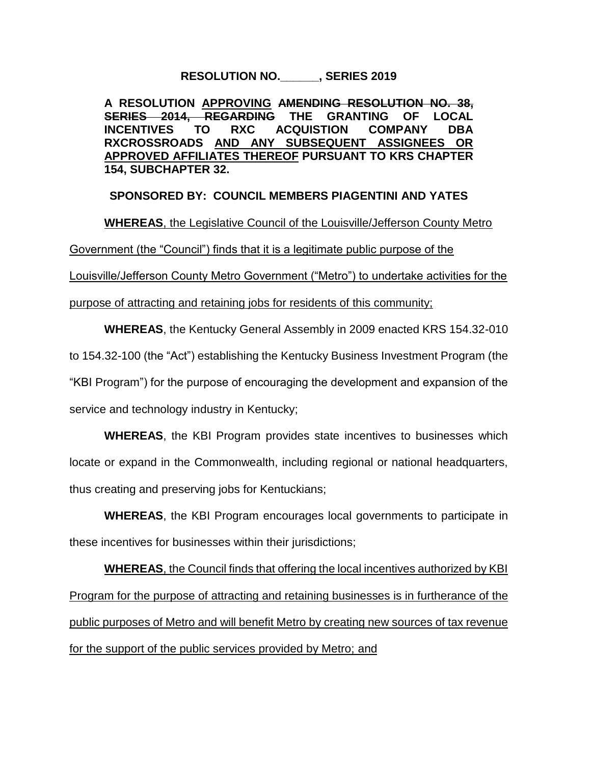**RESOLUTION NO.\_\_\_\_\_\_, SERIES 2019**

**A RESOLUTION <u>APPROVING</u> ~~AMENDING RESOLUTION NO. 38, SERIES 2014, REGARDING~~ THE GRANTING OF LOCAL INCENTIVES TO RXC ACQUISTION COMPANY DBA RXCROSSROADS <u>AND ANY SUBSEQUENT ASSIGNEES OR APPROVED AFFILIATES THEREOF</u> PURSUANT TO KRS CHAPTER 154, SUBCHAPTER 32.**

**SPONSORED BY: COUNCIL MEMBERS PIAGENTINI AND YATES**

<u>**WHEREAS**, the Legislative Council of the Louisville/Jefferson County Metro Government (the "Council") finds that it is a legitimate public purpose of the Louisville/Jefferson County Metro Government ("Metro") to undertake activities for the purpose of attracting and retaining jobs for residents of this community;</u>

**WHEREAS**, the Kentucky General Assembly in 2009 enacted KRS 154.32-010 to 154.32-100 (the "Act") establishing the Kentucky Business Investment Program (the "KBI Program") for the purpose of encouraging the development and expansion of the service and technology industry in Kentucky;

**WHEREAS**, the KBI Program provides state incentives to businesses which locate or expand in the Commonwealth, including regional or national headquarters, thus creating and preserving jobs for Kentuckians;

**WHEREAS**, the KBI Program encourages local governments to participate in these incentives for businesses within their jurisdictions;

<u>**WHEREAS**, the Council finds that offering the local incentives authorized by KBI Program for the purpose of attracting and retaining businesses is in furtherance of the public purposes of Metro and will benefit Metro by creating new sources of tax revenue for the support of the public services provided by Metro; and</u>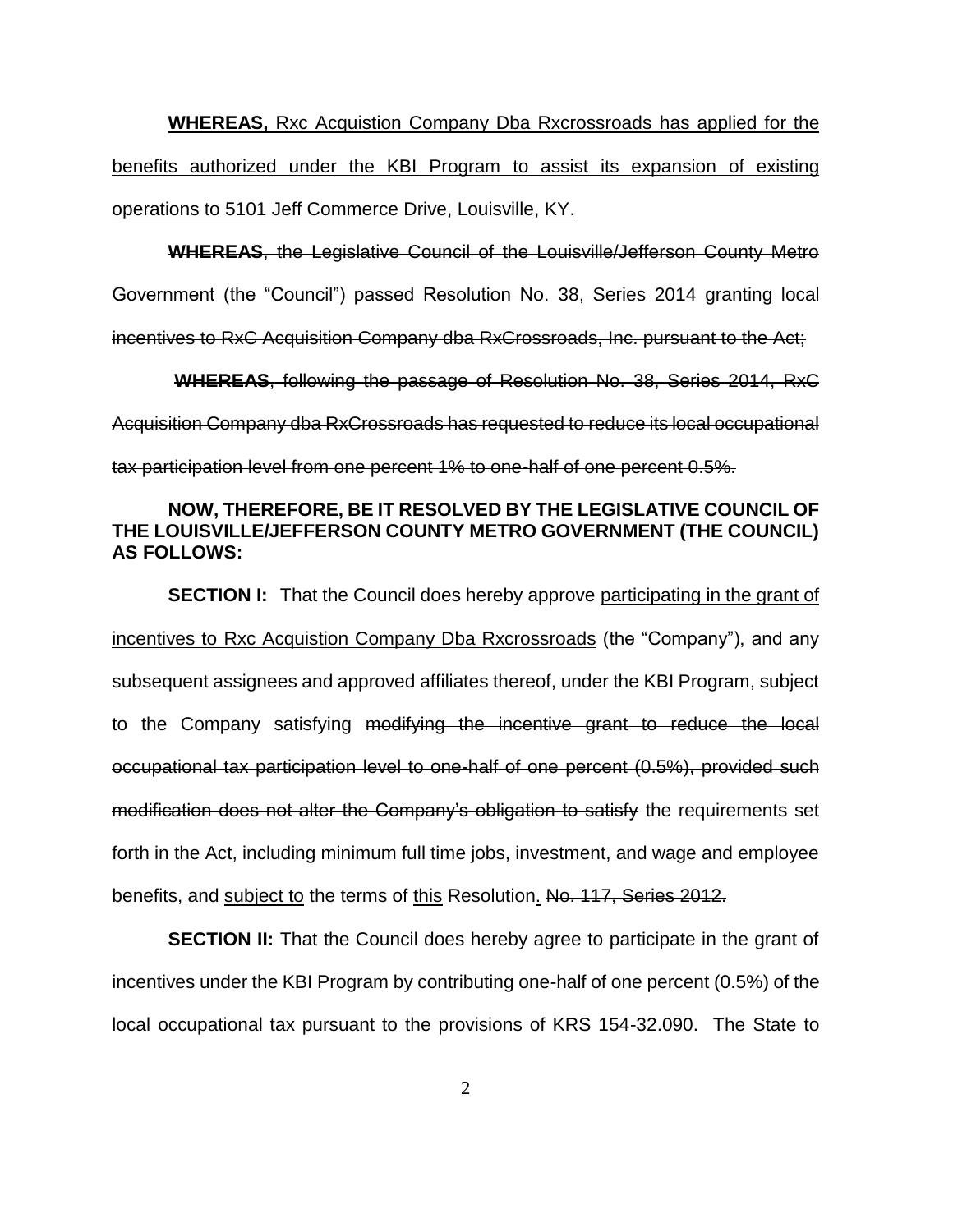**WHEREAS,** Rxc Acquistion Company Dba Rxcrossroads has applied for the benefits authorized under the KBI Program to assist its expansion of existing operations to 5101 Jeff Commerce Drive, Louisville, KY.

~~**WHEREAS**, the Legislative Council of the Louisville/Jefferson County Metro Government (the "Council") passed Resolution No. 38, Series 2014 granting local incentives to RxC Acquisition Company dba RxCrossroads, Inc. pursuant to the Act;~~

~~**WHEREAS**, following the passage of Resolution No. 38, Series 2014, RxC Acquisition Company dba RxCrossroads has requested to reduce its local occupational tax participation level from one percent 1% to one-half of one percent 0.5%.~~

**NOW, THEREFORE, BE IT RESOLVED BY THE LEGISLATIVE COUNCIL OF THE LOUISVILLE/JEFFERSON COUNTY METRO GOVERNMENT (THE COUNCIL) AS FOLLOWS:**

**SECTION I:** That the Council does hereby approve participating in the grant of incentives to Rxc Acquistion Company Dba Rxcrossroads (the "Company"), and any subsequent assignees and approved affiliates thereof, under the KBI Program, subject to the Company satisfying ~~modifying the incentive grant to reduce the local occupational tax participation level to one-half of one percent (0.5%), provided such modification does not alter the Company's obligation to satisfy~~ the requirements set forth in the Act, including minimum full time jobs, investment, and wage and employee benefits, and subject to the terms of this Resolution. ~~No. 117, Series 2012.~~

**SECTION II:** That the Council does hereby agree to participate in the grant of incentives under the KBI Program by contributing one-half of one percent (0.5%) of the local occupational tax pursuant to the provisions of KRS 154-32.090. The State to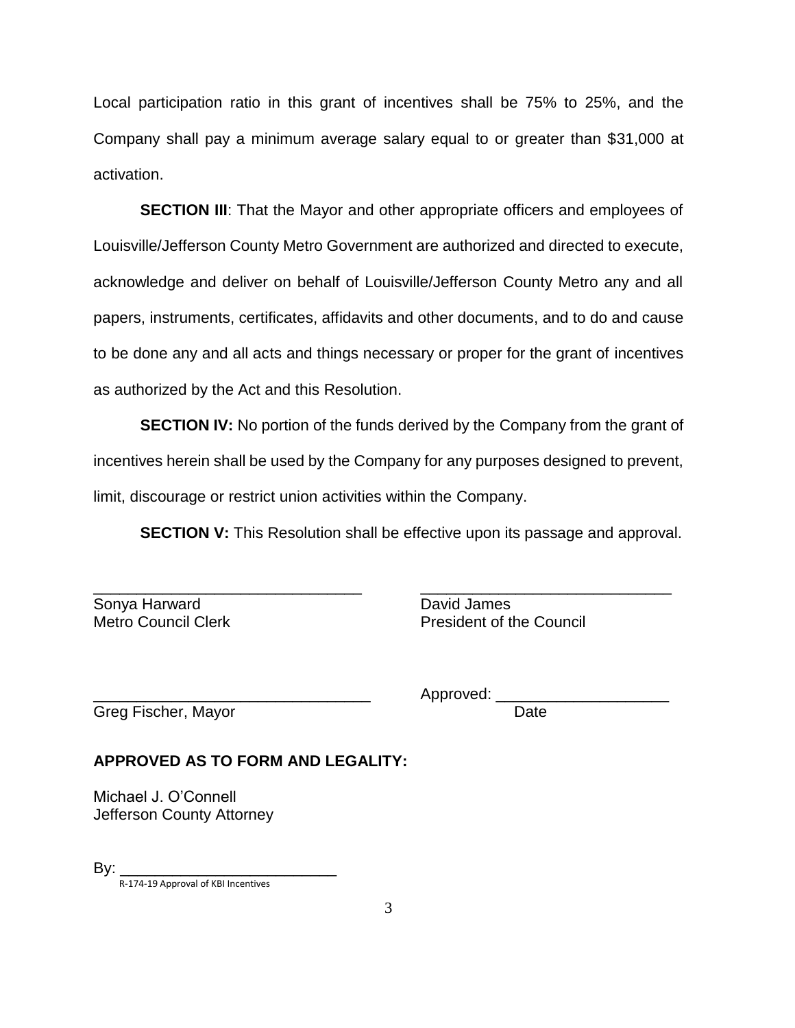Local participation ratio in this grant of incentives shall be 75% to 25%, and the Company shall pay a minimum average salary equal to or greater than $31,000 at activation.

**SECTION III**: That the Mayor and other appropriate officers and employees of Louisville/Jefferson County Metro Government are authorized and directed to execute, acknowledge and deliver on behalf of Louisville/Jefferson County Metro any and all papers, instruments, certificates, affidavits and other documents, and to do and cause to be done any and all acts and things necessary or proper for the grant of incentives as authorized by the Act and this Resolution.

**SECTION IV:** No portion of the funds derived by the Company from the grant of incentives herein shall be used by the Company for any purposes designed to prevent, limit, discourage or restrict union activities within the Company.

**SECTION V:** This Resolution shall be effective upon its passage and approval.

_______________________________
Sonya Harward
Metro Council Clerk

_______________________________
David James
President of the Council

_______________________________
Greg Fischer, Mayor

Approved: ____________________
Date

**APPROVED AS TO FORM AND LEGALITY:**

Michael J. O'Connell
Jefferson County Attorney

By: __________________________

R-174-19 Approval of KBI Incentives